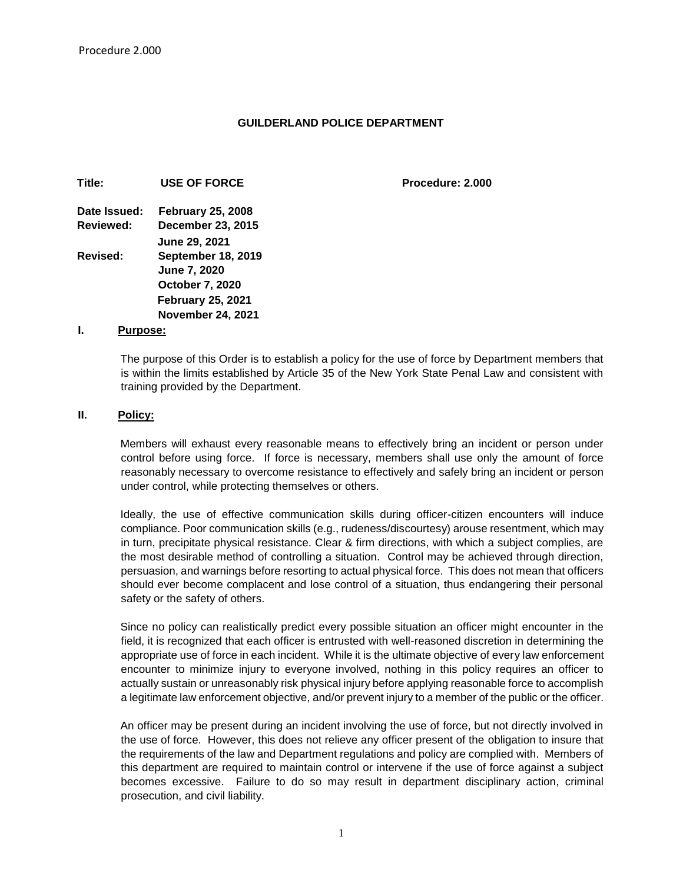**GUILDERLAND POLICE DEPARTMENT**

**Title:** **USE OF FORCE** **Procedure: 2.000**

**Date Issued:** **February 25, 2008**
**Reviewed:** **December 23, 2015**
**June 29, 2021**
**Revised:** **September 18, 2019**
**June 7, 2020**
**October 7, 2020**
**February 25, 2021**
**November 24, 2021**

## I. Purpose:

The purpose of this Order is to establish a policy for the use of force by Department members that is within the limits established by Article 35 of the New York State Penal Law and consistent with training provided by the Department.

## II. Policy:

Members will exhaust every reasonable means to effectively bring an incident or person under control before using force. If force is necessary, members shall use only the amount of force reasonably necessary to overcome resistance to effectively and safely bring an incident or person under control, while protecting themselves or others.

Ideally, the use of effective communication skills during officer-citizen encounters will induce compliance. Poor communication skills (e.g., rudeness/discourtesy) arouse resentment, which may in turn, precipitate physical resistance. Clear & firm directions, with which a subject complies, are the most desirable method of controlling a situation. Control may be achieved through direction, persuasion, and warnings before resorting to actual physical force. This does not mean that officers should ever become complacent and lose control of a situation, thus endangering their personal safety or the safety of others.

Since no policy can realistically predict every possible situation an officer might encounter in the field, it is recognized that each officer is entrusted with well-reasoned discretion in determining the appropriate use of force in each incident. While it is the ultimate objective of every law enforcement encounter to minimize injury to everyone involved, nothing in this policy requires an officer to actually sustain or unreasonably risk physical injury before applying reasonable force to accomplish a legitimate law enforcement objective, and/or prevent injury to a member of the public or the officer.

An officer may be present during an incident involving the use of force, but not directly involved in the use of force. However, this does not relieve any officer present of the obligation to insure that the requirements of the law and Department regulations and policy are complied with. Members of this department are required to maintain control or intervene if the use of force against a subject becomes excessive. Failure to do so may result in department disciplinary action, criminal prosecution, and civil liability.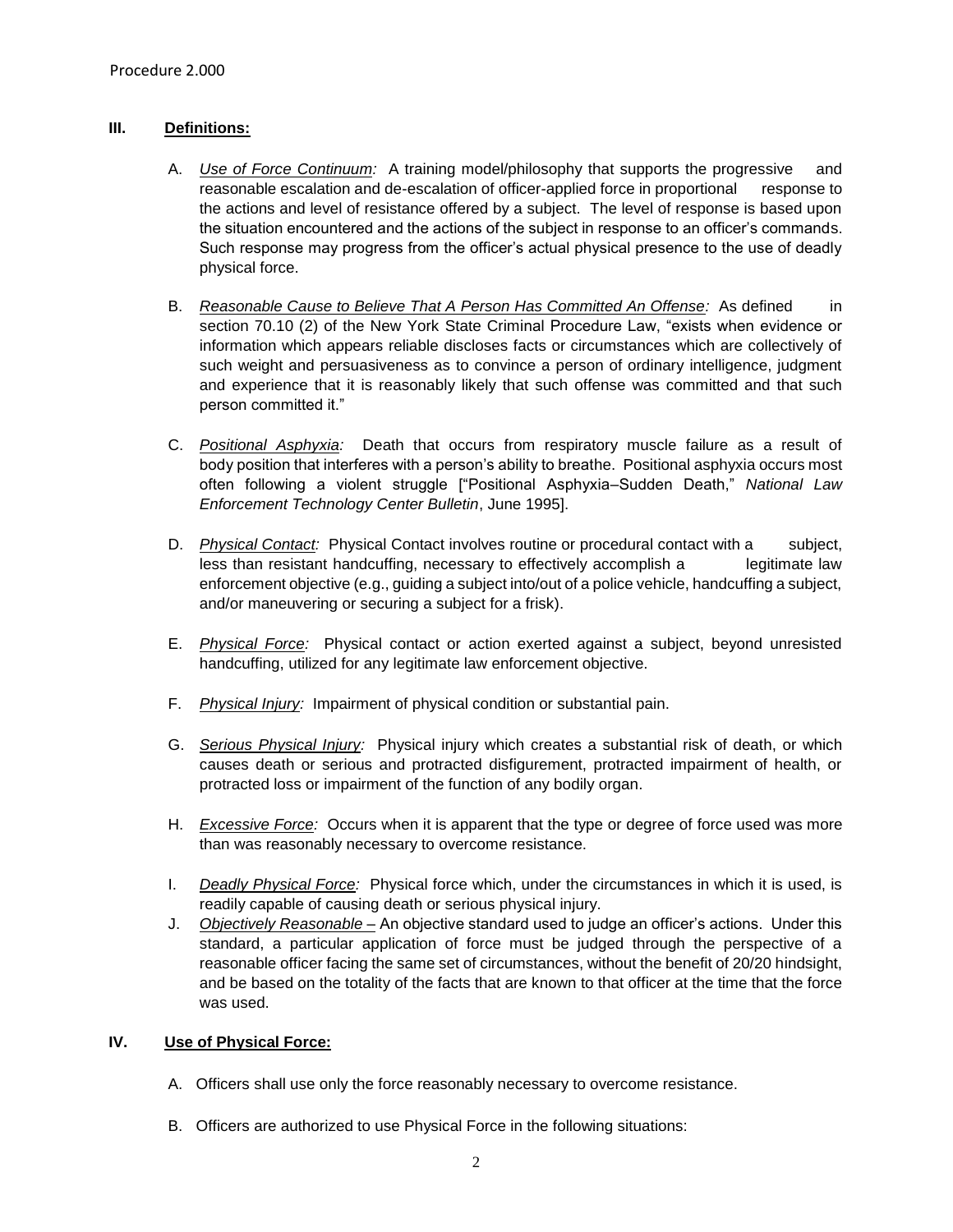## III. Definitions:

A. *Use of Force Continuum:* A training model/philosophy that supports the progressive and reasonable escalation and de-escalation of officer-applied force in proportional response to the actions and level of resistance offered by a subject. The level of response is based upon the situation encountered and the actions of the subject in response to an officer's commands. Such response may progress from the officer's actual physical presence to the use of deadly physical force.

B. *Reasonable Cause to Believe That A Person Has Committed An Offense:* As defined in section 70.10 (2) of the New York State Criminal Procedure Law, "exists when evidence or information which appears reliable discloses facts or circumstances which are collectively of such weight and persuasiveness as to convince a person of ordinary intelligence, judgment and experience that it is reasonably likely that such offense was committed and that such person committed it."

C. *Positional Asphyxia:* Death that occurs from respiratory muscle failure as a result of body position that interferes with a person's ability to breathe. Positional asphyxia occurs most often following a violent struggle ["Positional Asphyxia–Sudden Death," *National Law Enforcement Technology Center Bulletin*, June 1995].

D. *Physical Contact:* Physical Contact involves routine or procedural contact with a subject, less than resistant handcuffing, necessary to effectively accomplish a legitimate law enforcement objective (e.g., guiding a subject into/out of a police vehicle, handcuffing a subject, and/or maneuvering or securing a subject for a frisk).

E. *Physical Force:* Physical contact or action exerted against a subject, beyond unresisted handcuffing, utilized for any legitimate law enforcement objective.

F. *Physical Injury:* Impairment of physical condition or substantial pain.

G. *Serious Physical Injury:* Physical injury which creates a substantial risk of death, or which causes death or serious and protracted disfigurement, protracted impairment of health, or protracted loss or impairment of the function of any bodily organ.

H. *Excessive Force:* Occurs when it is apparent that the type or degree of force used was more than was reasonably necessary to overcome resistance.

I. *Deadly Physical Force:* Physical force which, under the circumstances in which it is used, is readily capable of causing death or serious physical injury.

J. *Objectively Reasonable* – An objective standard used to judge an officer's actions. Under this standard, a particular application of force must be judged through the perspective of a reasonable officer facing the same set of circumstances, without the benefit of 20/20 hindsight, and be based on the totality of the facts that are known to that officer at the time that the force was used.

## IV. Use of Physical Force:

A. Officers shall use only the force reasonably necessary to overcome resistance.

B. Officers are authorized to use Physical Force in the following situations: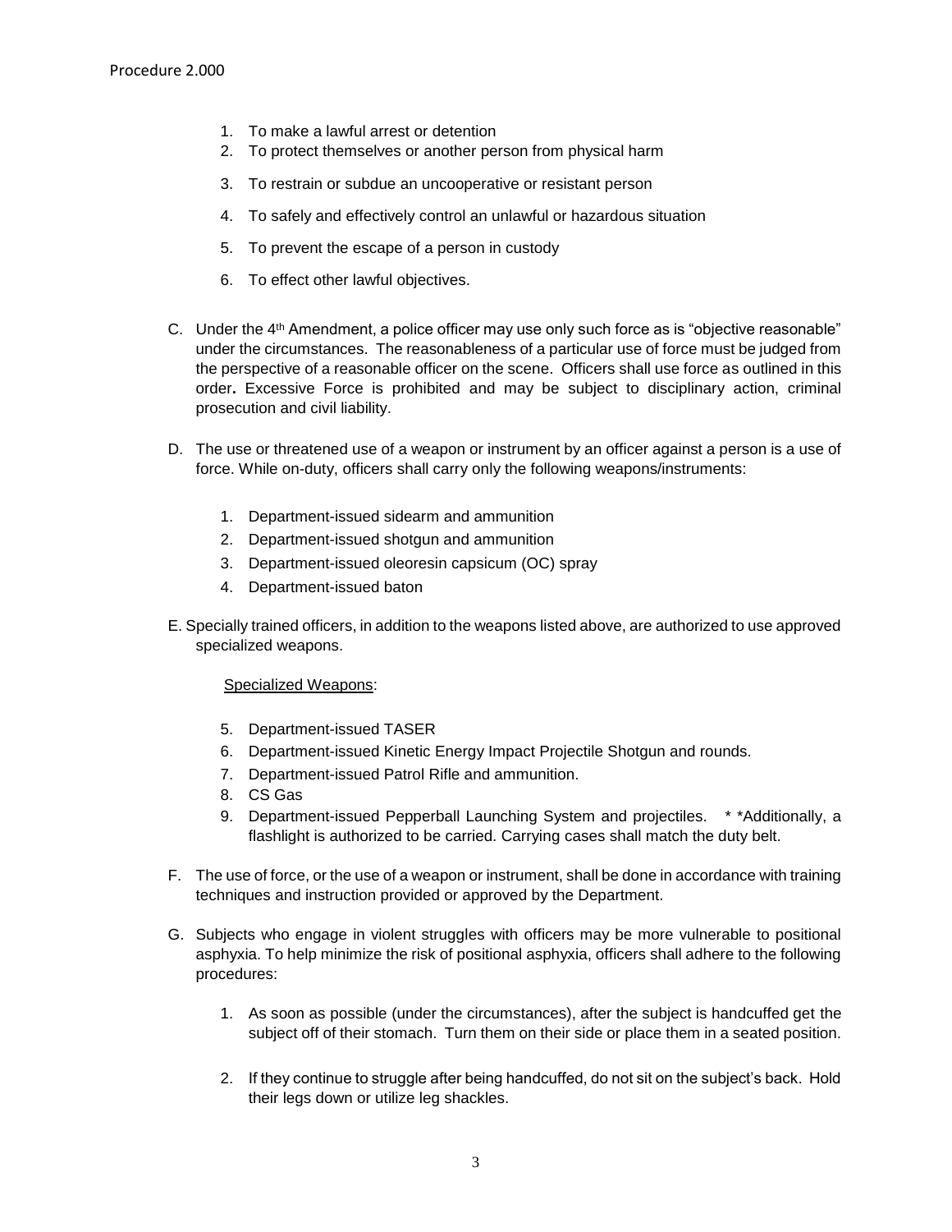1. To make a lawful arrest or detention
2. To protect themselves or another person from physical harm
3. To restrain or subdue an uncooperative or resistant person
4. To safely and effectively control an unlawful or hazardous situation
5. To prevent the escape of a person in custody
6. To effect other lawful objectives.

C. Under the 4th Amendment, a police officer may use only such force as is "objective reasonable" under the circumstances. The reasonableness of a particular use of force must be judged from the perspective of a reasonable officer on the scene. Officers shall use force as outlined in this order**.** Excessive Force is prohibited and may be subject to disciplinary action, criminal prosecution and civil liability.

D. The use or threatened use of a weapon or instrument by an officer against a person is a use of force. While on-duty, officers shall carry only the following weapons/instruments:

1. Department-issued sidearm and ammunition
2. Department-issued shotgun and ammunition
3. Department-issued oleoresin capsicum (OC) spray
4. Department-issued baton

E. Specially trained officers, in addition to the weapons listed above, are authorized to use approved specialized weapons.

<u>Specialized Weapons</u>:

5. Department-issued TASER
6. Department-issued Kinetic Energy Impact Projectile Shotgun and rounds.
7. Department-issued Patrol Rifle and ammunition.
8. CS Gas
9. Department-issued Pepperball Launching System and projectiles. * *Additionally, a flashlight is authorized to be carried. Carrying cases shall match the duty belt.

F. The use of force, or the use of a weapon or instrument, shall be done in accordance with training techniques and instruction provided or approved by the Department.

G. Subjects who engage in violent struggles with officers may be more vulnerable to positional asphyxia. To help minimize the risk of positional asphyxia, officers shall adhere to the following procedures:

1. As soon as possible (under the circumstances), after the subject is handcuffed get the subject off of their stomach. Turn them on their side or place them in a seated position.
2. If they continue to struggle after being handcuffed, do not sit on the subject's back. Hold their legs down or utilize leg shackles.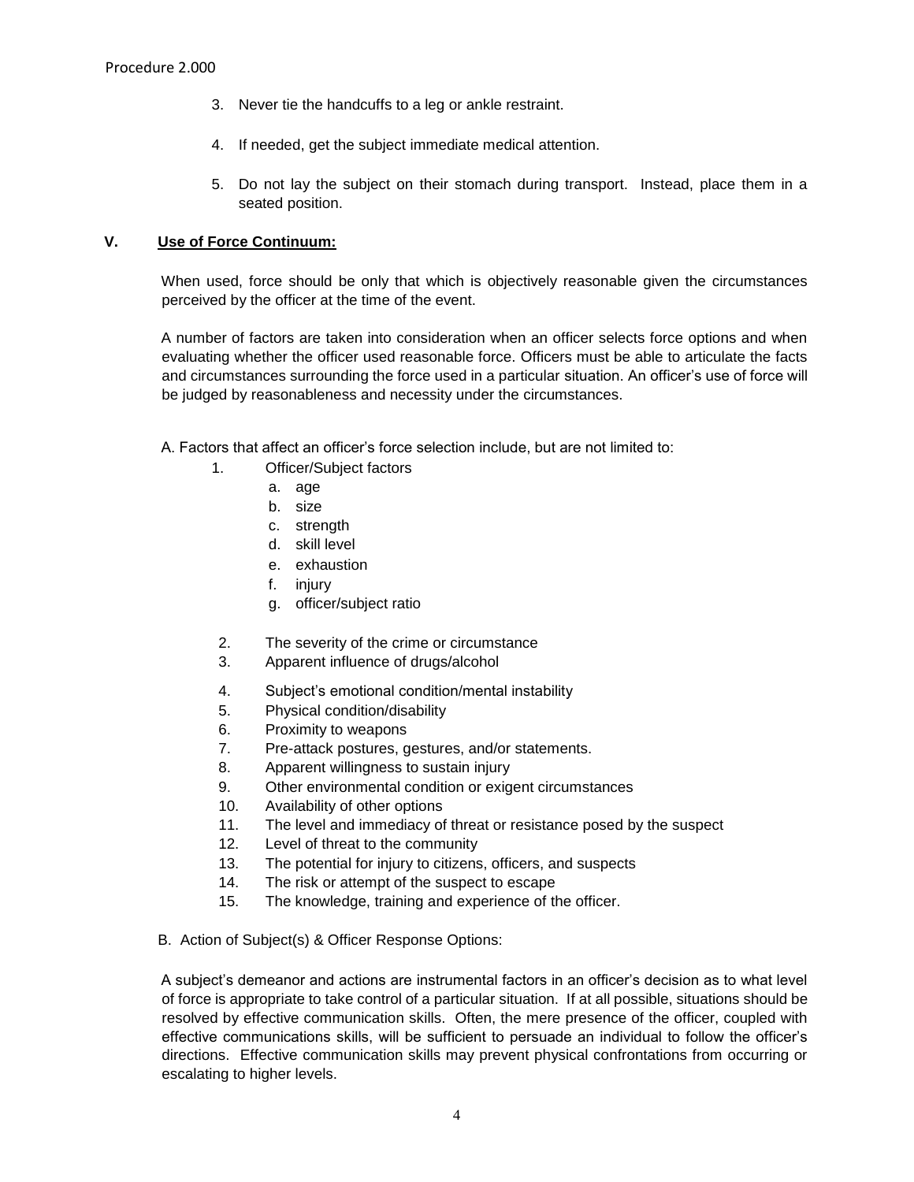3. Never tie the handcuffs to a leg or ankle restraint.

4. If needed, get the subject immediate medical attention.

5. Do not lay the subject on their stomach during transport. Instead, place them in a seated position.

## V. Use of Force Continuum:

When used, force should be only that which is objectively reasonable given the circumstances perceived by the officer at the time of the event.

A number of factors are taken into consideration when an officer selects force options and when evaluating whether the officer used reasonable force. Officers must be able to articulate the facts and circumstances surrounding the force used in a particular situation. An officer's use of force will be judged by reasonableness and necessity under the circumstances.

A. Factors that affect an officer's force selection include, but are not limited to:

1. Officer/Subject factors
   a. age
   b. size
   c. strength
   d. skill level
   e. exhaustion
   f. injury
   g. officer/subject ratio
2. The severity of the crime or circumstance
3. Apparent influence of drugs/alcohol
4. Subject's emotional condition/mental instability
5. Physical condition/disability
6. Proximity to weapons
7. Pre-attack postures, gestures, and/or statements.
8. Apparent willingness to sustain injury
9. Other environmental condition or exigent circumstances
10. Availability of other options
11. The level and immediacy of threat or resistance posed by the suspect
12. Level of threat to the community
13. The potential for injury to citizens, officers, and suspects
14. The risk or attempt of the suspect to escape
15. The knowledge, training and experience of the officer.

B. Action of Subject(s) & Officer Response Options:

A subject's demeanor and actions are instrumental factors in an officer's decision as to what level of force is appropriate to take control of a particular situation. If at all possible, situations should be resolved by effective communication skills. Often, the mere presence of the officer, coupled with effective communications skills, will be sufficient to persuade an individual to follow the officer's directions. Effective communication skills may prevent physical confrontations from occurring or escalating to higher levels.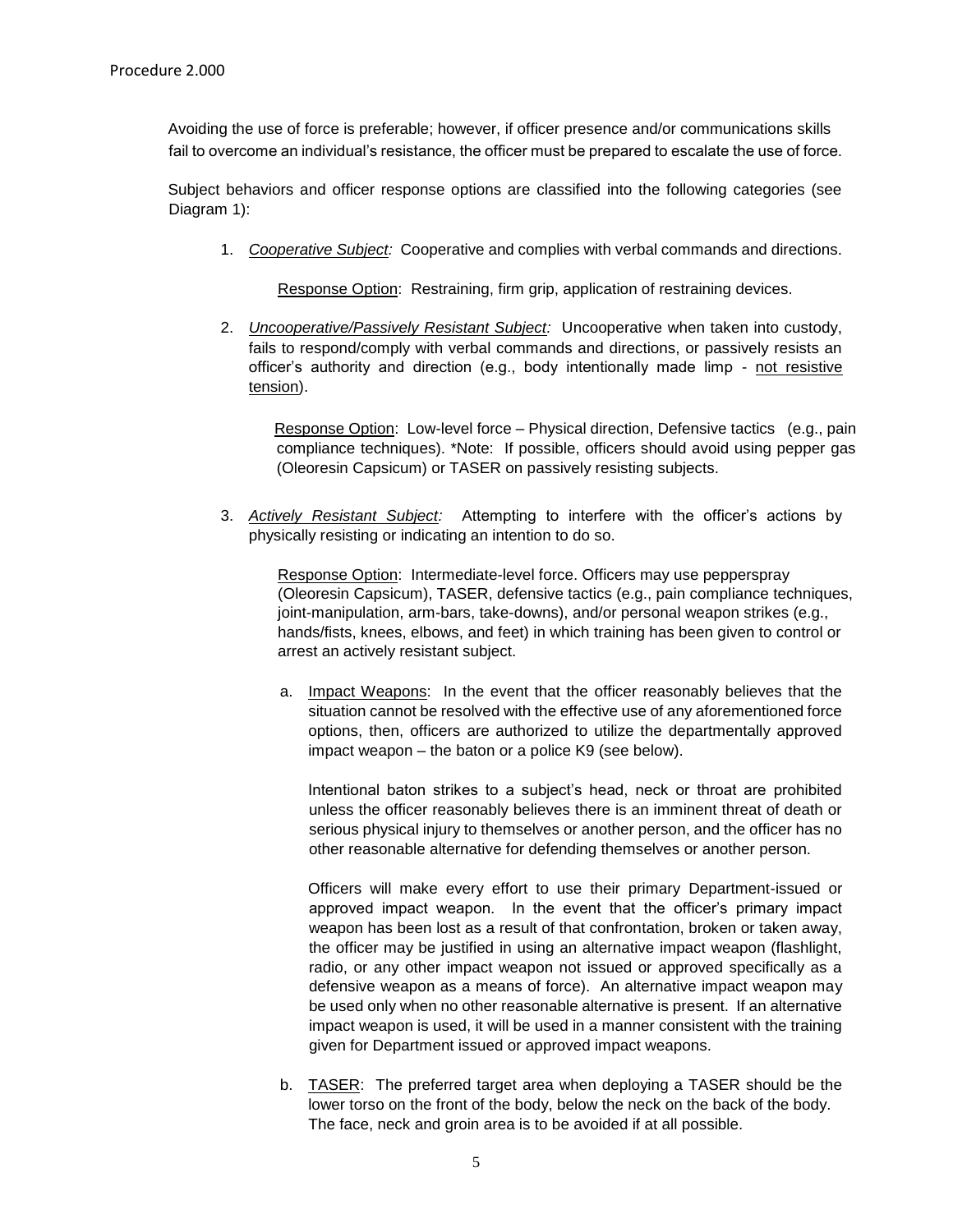Avoiding the use of force is preferable; however, if officer presence and/or communications skills fail to overcome an individual's resistance, the officer must be prepared to escalate the use of force.

Subject behaviors and officer response options are classified into the following categories (see Diagram 1):

1. *Cooperative Subject:* Cooperative and complies with verbal commands and directions.

   Response Option: Restraining, firm grip, application of restraining devices.

2. *Uncooperative/Passively Resistant Subject:* Uncooperative when taken into custody, fails to respond/comply with verbal commands and directions, or passively resists an officer's authority and direction (e.g., body intentionally made limp - not resistive tension).

   Response Option: Low-level force – Physical direction, Defensive tactics (e.g., pain compliance techniques). *Note: If possible, officers should avoid using pepper gas (Oleoresin Capsicum) or TASER on passively resisting subjects.

3. *Actively Resistant Subject:* Attempting to interfere with the officer's actions by physically resisting or indicating an intention to do so.

   Response Option: Intermediate-level force. Officers may use pepperspray (Oleoresin Capsicum), TASER, defensive tactics (e.g., pain compliance techniques, joint-manipulation, arm-bars, take-downs), and/or personal weapon strikes (e.g., hands/fists, knees, elbows, and feet) in which training has been given to control or arrest an actively resistant subject.

   a. Impact Weapons: In the event that the officer reasonably believes that the situation cannot be resolved with the effective use of any aforementioned force options, then, officers are authorized to utilize the departmentally approved impact weapon – the baton or a police K9 (see below).

      Intentional baton strikes to a subject's head, neck or throat are prohibited unless the officer reasonably believes there is an imminent threat of death or serious physical injury to themselves or another person, and the officer has no other reasonable alternative for defending themselves or another person.

      Officers will make every effort to use their primary Department-issued or approved impact weapon. In the event that the officer's primary impact weapon has been lost as a result of that confrontation, broken or taken away, the officer may be justified in using an alternative impact weapon (flashlight, radio, or any other impact weapon not issued or approved specifically as a defensive weapon as a means of force). An alternative impact weapon may be used only when no other reasonable alternative is present. If an alternative impact weapon is used, it will be used in a manner consistent with the training given for Department issued or approved impact weapons.

   b. TASER: The preferred target area when deploying a TASER should be the lower torso on the front of the body, below the neck on the back of the body. The face, neck and groin area is to be avoided if at all possible.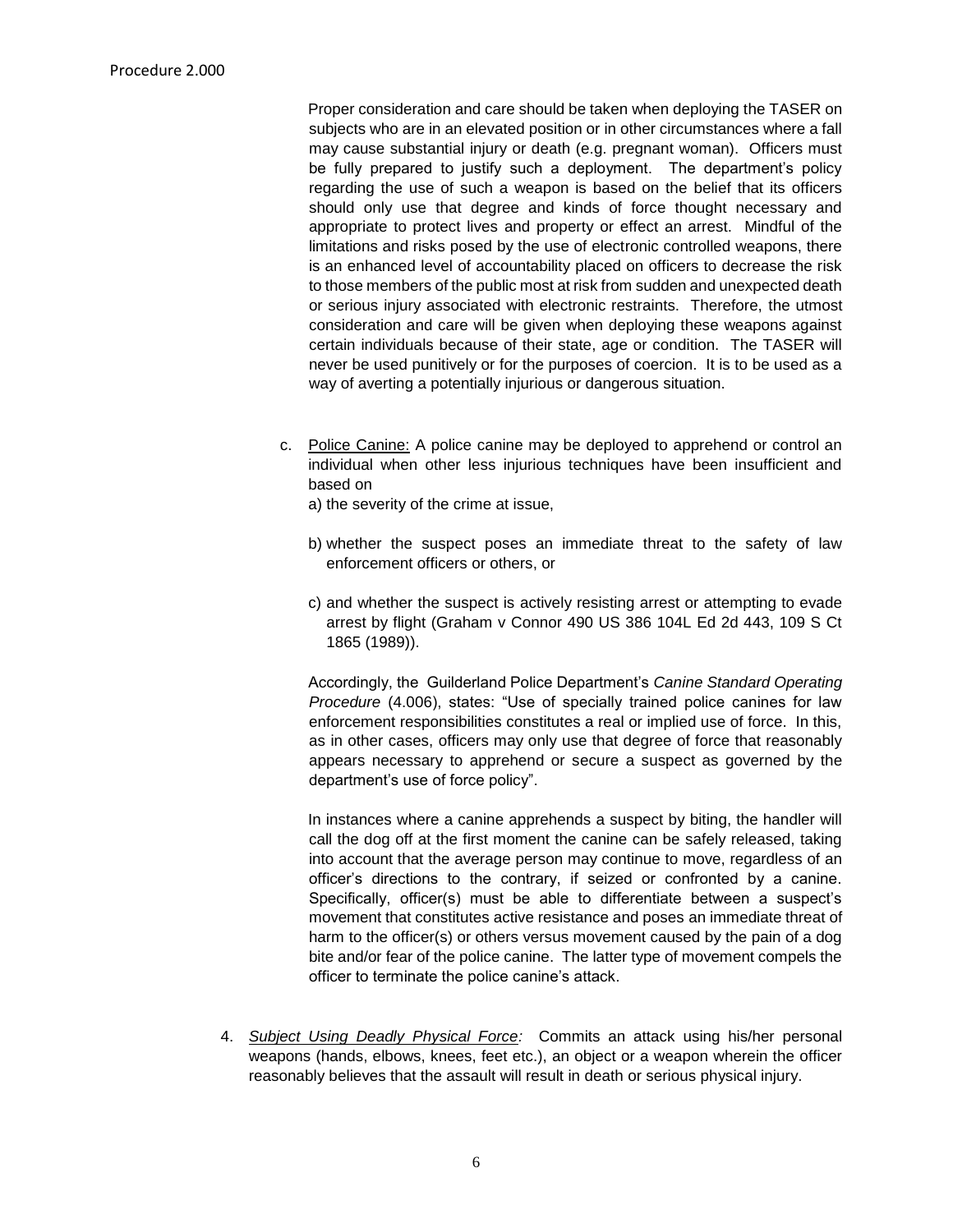Proper consideration and care should be taken when deploying the TASER on subjects who are in an elevated position or in other circumstances where a fall may cause substantial injury or death (e.g. pregnant woman). Officers must be fully prepared to justify such a deployment. The department's policy regarding the use of such a weapon is based on the belief that its officers should only use that degree and kinds of force thought necessary and appropriate to protect lives and property or effect an arrest. Mindful of the limitations and risks posed by the use of electronic controlled weapons, there is an enhanced level of accountability placed on officers to decrease the risk to those members of the public most at risk from sudden and unexpected death or serious injury associated with electronic restraints. Therefore, the utmost consideration and care will be given when deploying these weapons against certain individuals because of their state, age or condition. The TASER will never be used punitively or for the purposes of coercion. It is to be used as a way of averting a potentially injurious or dangerous situation.

c. Police Canine: A police canine may be deployed to apprehend or control an individual when other less injurious techniques have been insufficient and based on

a) the severity of the crime at issue,

b) whether the suspect poses an immediate threat to the safety of law enforcement officers or others, or

c) and whether the suspect is actively resisting arrest or attempting to evade arrest by flight (Graham v Connor 490 US 386 104L Ed 2d 443, 109 S Ct 1865 (1989)).

Accordingly, the Guilderland Police Department's *Canine Standard Operating Procedure* (4.006), states: "Use of specially trained police canines for law enforcement responsibilities constitutes a real or implied use of force. In this, as in other cases, officers may only use that degree of force that reasonably appears necessary to apprehend or secure a suspect as governed by the department's use of force policy".

In instances where a canine apprehends a suspect by biting, the handler will call the dog off at the first moment the canine can be safely released, taking into account that the average person may continue to move, regardless of an officer's directions to the contrary, if seized or confronted by a canine. Specifically, officer(s) must be able to differentiate between a suspect's movement that constitutes active resistance and poses an immediate threat of harm to the officer(s) or others versus movement caused by the pain of a dog bite and/or fear of the police canine. The latter type of movement compels the officer to terminate the police canine's attack.

4. *Subject Using Deadly Physical Force:* Commits an attack using his/her personal weapons (hands, elbows, knees, feet etc.), an object or a weapon wherein the officer reasonably believes that the assault will result in death or serious physical injury.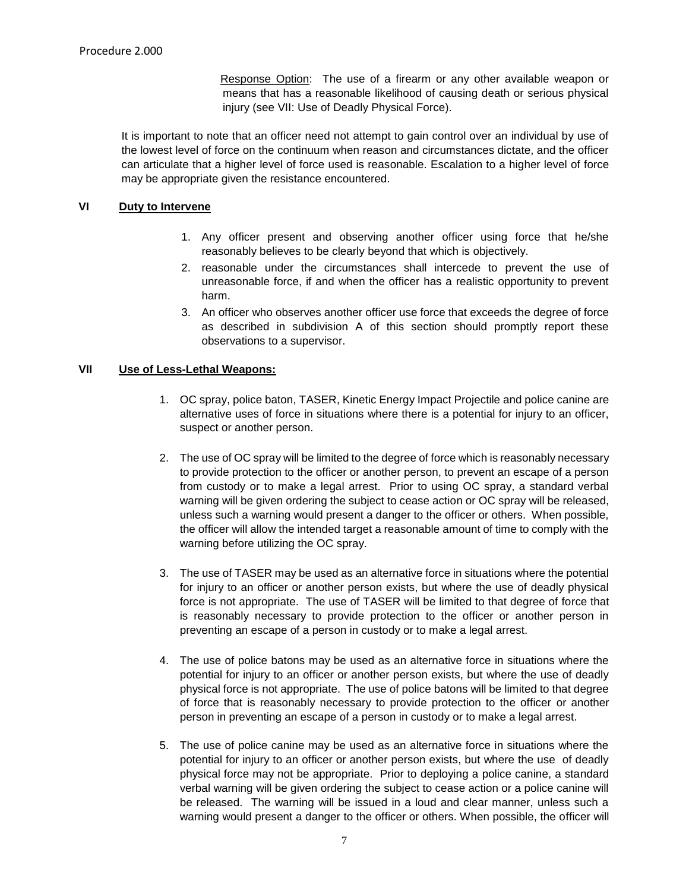Response Option: The use of a firearm or any other available weapon or means that has a reasonable likelihood of causing death or serious physical injury (see VII: Use of Deadly Physical Force).

It is important to note that an officer need not attempt to gain control over an individual by use of the lowest level of force on the continuum when reason and circumstances dictate, and the officer can articulate that a higher level of force used is reasonable. Escalation to a higher level of force may be appropriate given the resistance encountered.

## VI Duty to Intervene

1. Any officer present and observing another officer using force that he/she reasonably believes to be clearly beyond that which is objectively.
2. reasonable under the circumstances shall intercede to prevent the use of unreasonable force, if and when the officer has a realistic opportunity to prevent harm.
3. An officer who observes another officer use force that exceeds the degree of force as described in subdivision A of this section should promptly report these observations to a supervisor.

## VII Use of Less-Lethal Weapons:

1. OC spray, police baton, TASER, Kinetic Energy Impact Projectile and police canine are alternative uses of force in situations where there is a potential for injury to an officer, suspect or another person.

2. The use of OC spray will be limited to the degree of force which is reasonably necessary to provide protection to the officer or another person, to prevent an escape of a person from custody or to make a legal arrest. Prior to using OC spray, a standard verbal warning will be given ordering the subject to cease action or OC spray will be released, unless such a warning would present a danger to the officer or others. When possible, the officer will allow the intended target a reasonable amount of time to comply with the warning before utilizing the OC spray.

3. The use of TASER may be used as an alternative force in situations where the potential for injury to an officer or another person exists, but where the use of deadly physical force is not appropriate. The use of TASER will be limited to that degree of force that is reasonably necessary to provide protection to the officer or another person in preventing an escape of a person in custody or to make a legal arrest.

4. The use of police batons may be used as an alternative force in situations where the potential for injury to an officer or another person exists, but where the use of deadly physical force is not appropriate. The use of police batons will be limited to that degree of force that is reasonably necessary to provide protection to the officer or another person in preventing an escape of a person in custody or to make a legal arrest.

5. The use of police canine may be used as an alternative force in situations where the potential for injury to an officer or another person exists, but where the use of deadly physical force may not be appropriate. Prior to deploying a police canine, a standard verbal warning will be given ordering the subject to cease action or a police canine will be released. The warning will be issued in a loud and clear manner, unless such a warning would present a danger to the officer or others. When possible, the officer will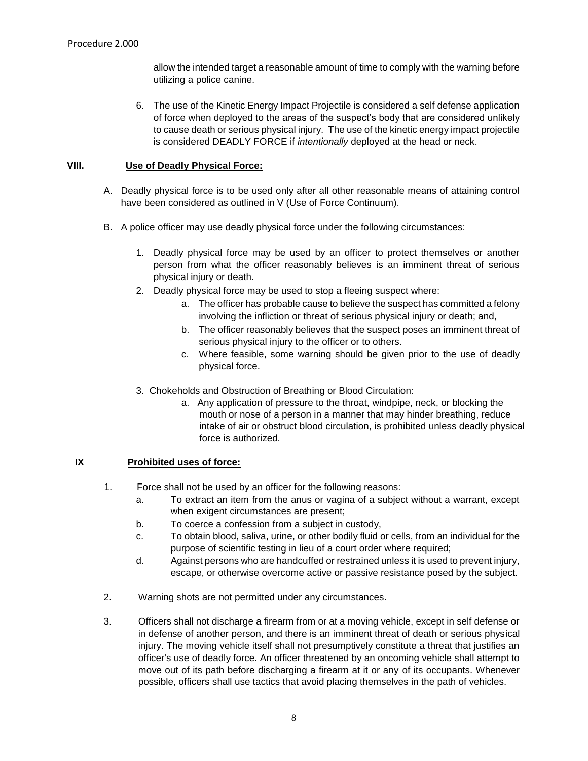allow the intended target a reasonable amount of time to comply with the warning before utilizing a police canine.

6. The use of the Kinetic Energy Impact Projectile is considered a self defense application of force when deployed to the areas of the suspect's body that are considered unlikely to cause death or serious physical injury. The use of the kinetic energy impact projectile is considered DEADLY FORCE if *intentionally* deployed at the head or neck.

## VIII. Use of Deadly Physical Force:

A. Deadly physical force is to be used only after all other reasonable means of attaining control have been considered as outlined in V (Use of Force Continuum).

B. A police officer may use deadly physical force under the following circumstances:

1. Deadly physical force may be used by an officer to protect themselves or another person from what the officer reasonably believes is an imminent threat of serious physical injury or death.
2. Deadly physical force may be used to stop a fleeing suspect where:
    a. The officer has probable cause to believe the suspect has committed a felony involving the infliction or threat of serious physical injury or death; and,
    b. The officer reasonably believes that the suspect poses an imminent threat of serious physical injury to the officer or to others.
    c. Where feasible, some warning should be given prior to the use of deadly physical force.
3. Chokeholds and Obstruction of Breathing or Blood Circulation:
    a. Any application of pressure to the throat, windpipe, neck, or blocking the mouth or nose of a person in a manner that may hinder breathing, reduce intake of air or obstruct blood circulation, is prohibited unless deadly physical force is authorized.

## IX Prohibited uses of force:

1. Force shall not be used by an officer for the following reasons:
    a. To extract an item from the anus or vagina of a subject without a warrant, except when exigent circumstances are present;
    b. To coerce a confession from a subject in custody,
    c. To obtain blood, saliva, urine, or other bodily fluid or cells, from an individual for the purpose of scientific testing in lieu of a court order where required;
    d. Against persons who are handcuffed or restrained unless it is used to prevent injury, escape, or otherwise overcome active or passive resistance posed by the subject.

2. Warning shots are not permitted under any circumstances.

3. Officers shall not discharge a firearm from or at a moving vehicle, except in self defense or in defense of another person, and there is an imminent threat of death or serious physical injury. The moving vehicle itself shall not presumptively constitute a threat that justifies an officer's use of deadly force. An officer threatened by an oncoming vehicle shall attempt to move out of its path before discharging a firearm at it or any of its occupants. Whenever possible, officers shall use tactics that avoid placing themselves in the path of vehicles.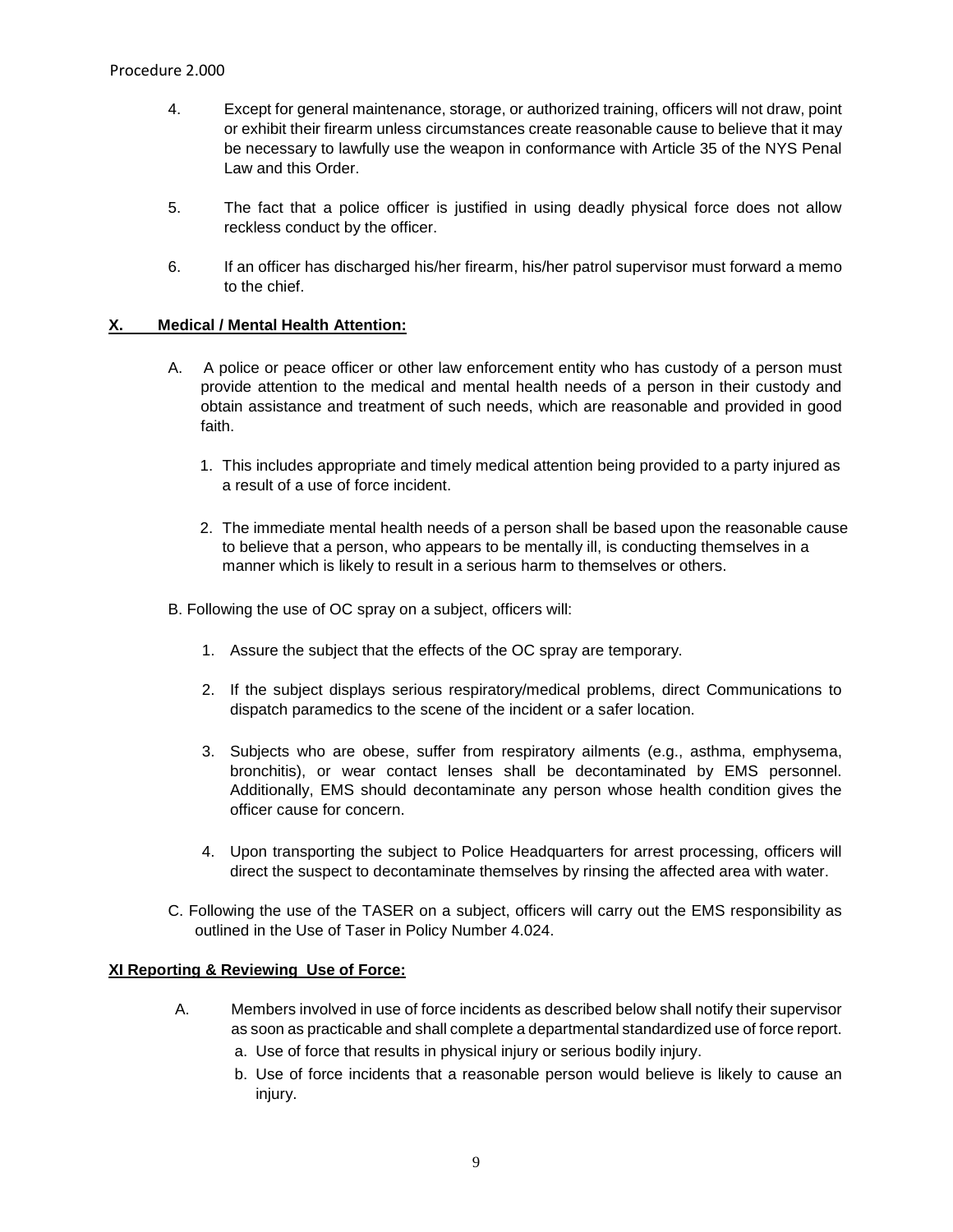4. Except for general maintenance, storage, or authorized training, officers will not draw, point or exhibit their firearm unless circumstances create reasonable cause to believe that it may be necessary to lawfully use the weapon in conformance with Article 35 of the NYS Penal Law and this Order.

5. The fact that a police officer is justified in using deadly physical force does not allow reckless conduct by the officer.

6. If an officer has discharged his/her firearm, his/her patrol supervisor must forward a memo to the chief.

## X. Medical / Mental Health Attention:

A. A police or peace officer or other law enforcement entity who has custody of a person must provide attention to the medical and mental health needs of a person in their custody and obtain assistance and treatment of such needs, which are reasonable and provided in good faith.

   1. This includes appropriate and timely medical attention being provided to a party injured as a result of a use of force incident.

   2. The immediate mental health needs of a person shall be based upon the reasonable cause to believe that a person, who appears to be mentally ill, is conducting themselves in a manner which is likely to result in a serious harm to themselves or others.

B. Following the use of OC spray on a subject, officers will:

   1. Assure the subject that the effects of the OC spray are temporary.

   2. If the subject displays serious respiratory/medical problems, direct Communications to dispatch paramedics to the scene of the incident or a safer location.

   3. Subjects who are obese, suffer from respiratory ailments (e.g., asthma, emphysema, bronchitis), or wear contact lenses shall be decontaminated by EMS personnel. Additionally, EMS should decontaminate any person whose health condition gives the officer cause for concern.

   4. Upon transporting the subject to Police Headquarters for arrest processing, officers will direct the suspect to decontaminate themselves by rinsing the affected area with water.

C. Following the use of the TASER on a subject, officers will carry out the EMS responsibility as outlined in the Use of Taser in Policy Number 4.024.

## XI Reporting & Reviewing Use of Force:

A. Members involved in use of force incidents as described below shall notify their supervisor as soon as practicable and shall complete a departmental standardized use of force report.

   a. Use of force that results in physical injury or serious bodily injury.

   b. Use of force incidents that a reasonable person would believe is likely to cause an injury.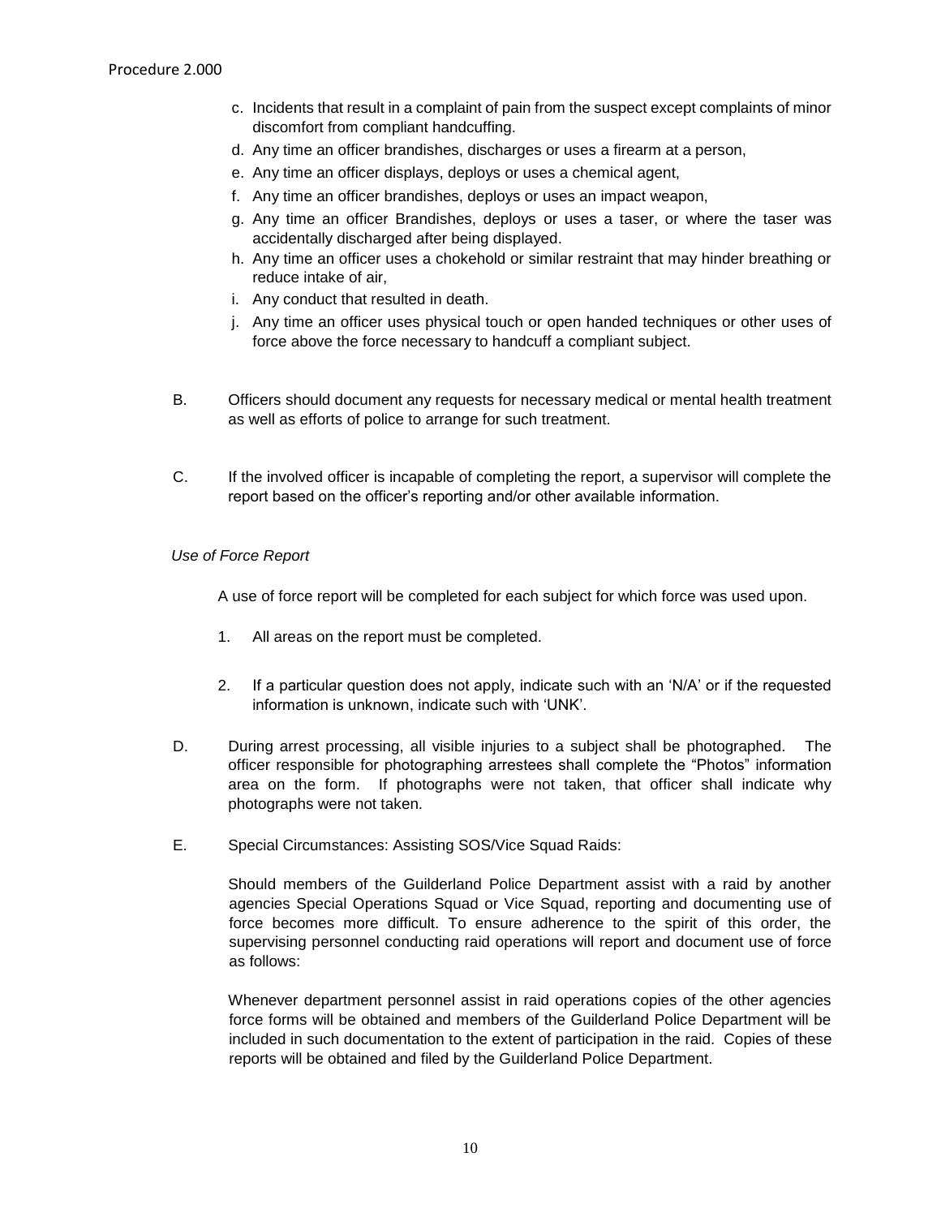c. Incidents that result in a complaint of pain from the suspect except complaints of minor discomfort from compliant handcuffing.
d. Any time an officer brandishes, discharges or uses a firearm at a person,
e. Any time an officer displays, deploys or uses a chemical agent,
f. Any time an officer brandishes, deploys or uses an impact weapon,
g. Any time an officer Brandishes, deploys or uses a taser, or where the taser was accidentally discharged after being displayed.
h. Any time an officer uses a chokehold or similar restraint that may hinder breathing or reduce intake of air,
i. Any conduct that resulted in death.
j. Any time an officer uses physical touch or open handed techniques or other uses of force above the force necessary to handcuff a compliant subject.

B. Officers should document any requests for necessary medical or mental health treatment as well as efforts of police to arrange for such treatment.

C. If the involved officer is incapable of completing the report, a supervisor will complete the report based on the officer's reporting and/or other available information.

*Use of Force Report*

A use of force report will be completed for each subject for which force was used upon.

1. All areas on the report must be completed.

2. If a particular question does not apply, indicate such with an 'N/A' or if the requested information is unknown, indicate such with 'UNK'.

D. During arrest processing, all visible injuries to a subject shall be photographed. The officer responsible for photographing arrestees shall complete the "Photos" information area on the form. If photographs were not taken, that officer shall indicate why photographs were not taken.

E. Special Circumstances: Assisting SOS/Vice Squad Raids:

Should members of the Guilderland Police Department assist with a raid by another agencies Special Operations Squad or Vice Squad, reporting and documenting use of force becomes more difficult. To ensure adherence to the spirit of this order, the supervising personnel conducting raid operations will report and document use of force as follows:

Whenever department personnel assist in raid operations copies of the other agencies force forms will be obtained and members of the Guilderland Police Department will be included in such documentation to the extent of participation in the raid. Copies of these reports will be obtained and filed by the Guilderland Police Department.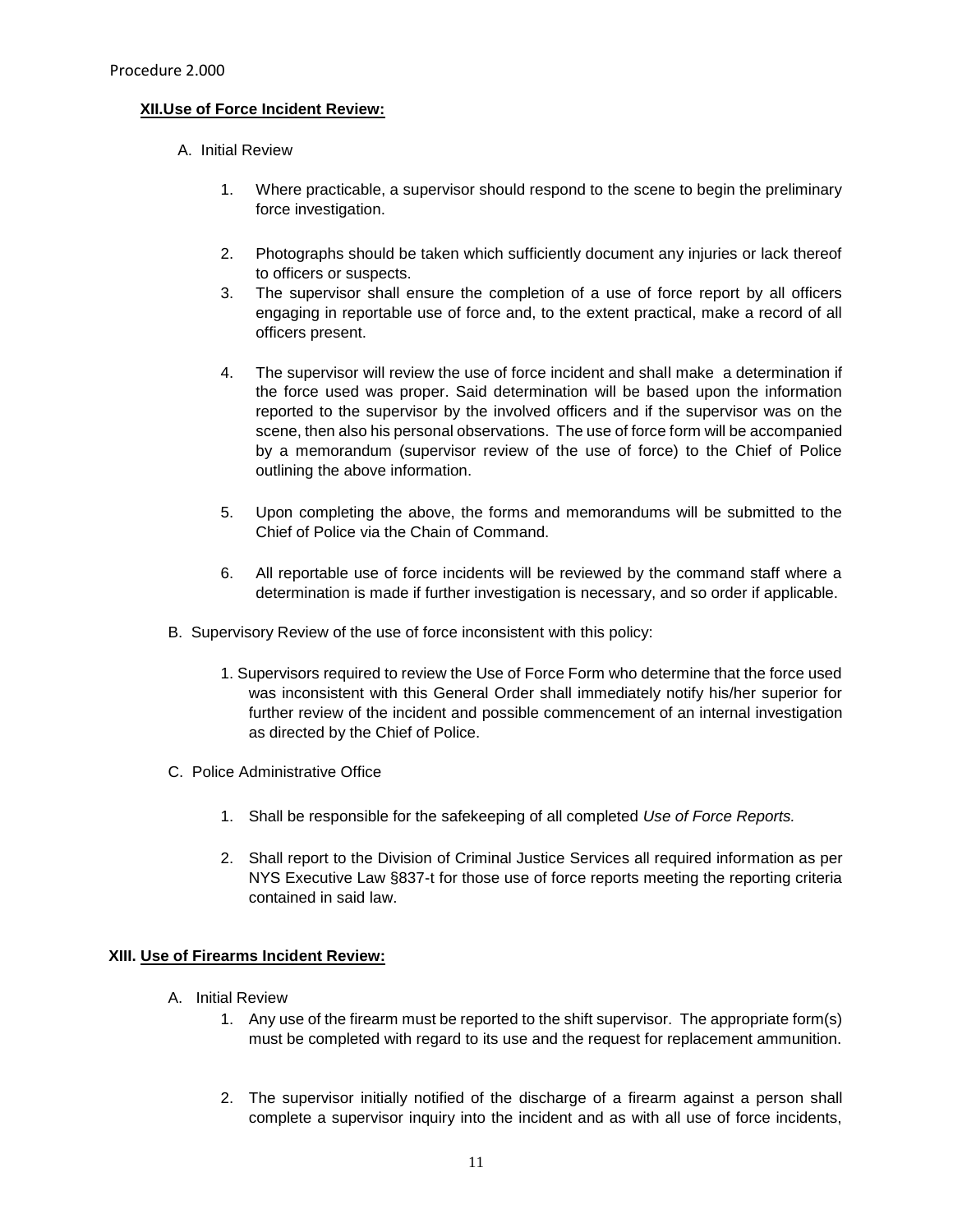## XII. Use of Force Incident Review:

A. Initial Review

1. Where practicable, a supervisor should respond to the scene to begin the preliminary force investigation.

2. Photographs should be taken which sufficiently document any injuries or lack thereof to officers or suspects.

3. The supervisor shall ensure the completion of a use of force report by all officers engaging in reportable use of force and, to the extent practical, make a record of all officers present.

4. The supervisor will review the use of force incident and shall make a determination if the force used was proper. Said determination will be based upon the information reported to the supervisor by the involved officers and if the supervisor was on the scene, then also his personal observations. The use of force form will be accompanied by a memorandum (supervisor review of the use of force) to the Chief of Police outlining the above information.

5. Upon completing the above, the forms and memorandums will be submitted to the Chief of Police via the Chain of Command.

6. All reportable use of force incidents will be reviewed by the command staff where a determination is made if further investigation is necessary, and so order if applicable.

B. Supervisory Review of the use of force inconsistent with this policy:

1. Supervisors required to review the Use of Force Form who determine that the force used was inconsistent with this General Order shall immediately notify his/her superior for further review of the incident and possible commencement of an internal investigation as directed by the Chief of Police.

C. Police Administrative Office

1. Shall be responsible for the safekeeping of all completed *Use of Force Reports.*

2. Shall report to the Division of Criminal Justice Services all required information as per NYS Executive Law §837-t for those use of force reports meeting the reporting criteria contained in said law.

## XIII. Use of Firearms Incident Review:

A. Initial Review

1. Any use of the firearm must be reported to the shift supervisor. The appropriate form(s) must be completed with regard to its use and the request for replacement ammunition.

2. The supervisor initially notified of the discharge of a firearm against a person shall complete a supervisor inquiry into the incident and as with all use of force incidents,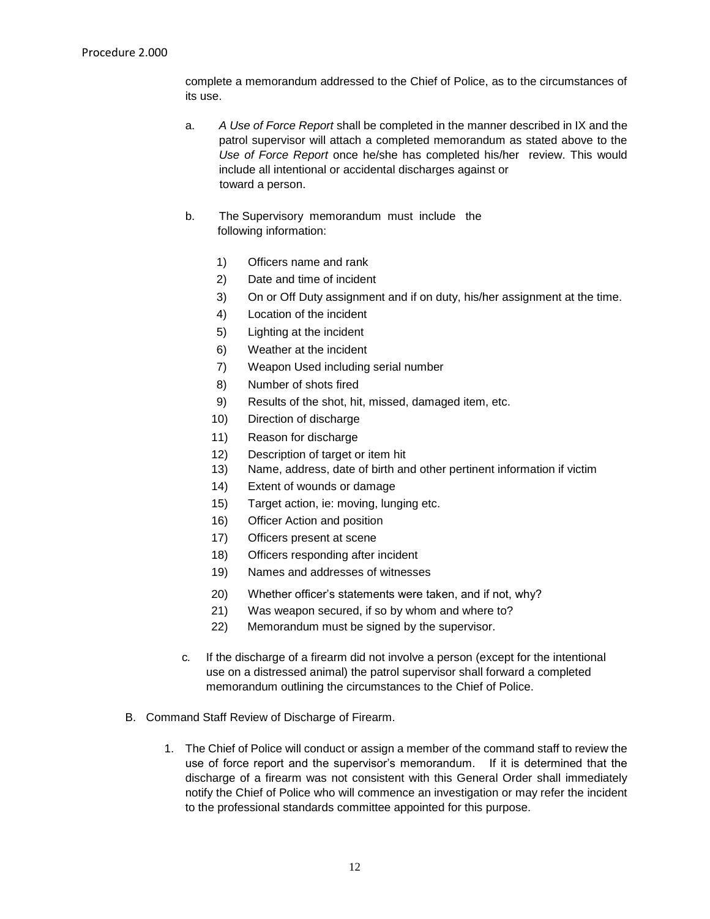complete a memorandum addressed to the Chief of Police, as to the circumstances of its use.

a. *A Use of Force Report* shall be completed in the manner described in IX and the patrol supervisor will attach a completed memorandum as stated above to the *Use of Force Report* once he/she has completed his/her review. This would include all intentional or accidental discharges against or toward a person.

b. The Supervisory memorandum must include the following information:

1) Officers name and rank
2) Date and time of incident
3) On or Off Duty assignment and if on duty, his/her assignment at the time.
4) Location of the incident
5) Lighting at the incident
6) Weather at the incident
7) Weapon Used including serial number
8) Number of shots fired
9) Results of the shot, hit, missed, damaged item, etc.
10) Direction of discharge
11) Reason for discharge
12) Description of target or item hit
13) Name, address, date of birth and other pertinent information if victim
14) Extent of wounds or damage
15) Target action, ie: moving, lunging etc.
16) Officer Action and position
17) Officers present at scene
18) Officers responding after incident
19) Names and addresses of witnesses
20) Whether officer's statements were taken, and if not, why?
21) Was weapon secured, if so by whom and where to?
22) Memorandum must be signed by the supervisor.

c. If the discharge of a firearm did not involve a person (except for the intentional use on a distressed animal) the patrol supervisor shall forward a completed memorandum outlining the circumstances to the Chief of Police.

B. Command Staff Review of Discharge of Firearm.

1. The Chief of Police will conduct or assign a member of the command staff to review the use of force report and the supervisor's memorandum. If it is determined that the discharge of a firearm was not consistent with this General Order shall immediately notify the Chief of Police who will commence an investigation or may refer the incident to the professional standards committee appointed for this purpose.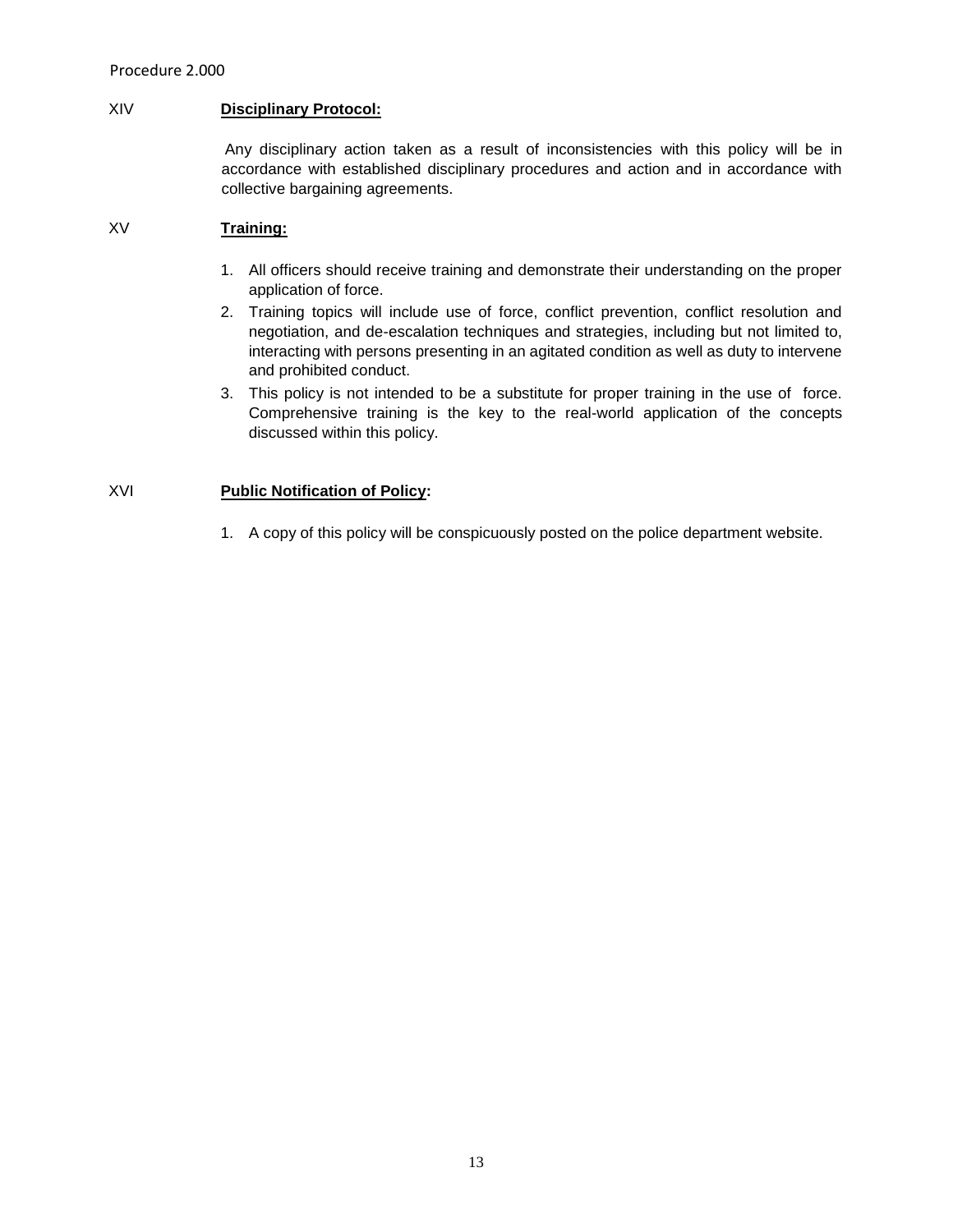## XIV Disciplinary Protocol:

Any disciplinary action taken as a result of inconsistencies with this policy will be in accordance with established disciplinary procedures and action and in accordance with collective bargaining agreements.

## XV Training:

1. All officers should receive training and demonstrate their understanding on the proper application of force.
2. Training topics will include use of force, conflict prevention, conflict resolution and negotiation, and de-escalation techniques and strategies, including but not limited to, interacting with persons presenting in an agitated condition as well as duty to intervene and prohibited conduct.
3. This policy is not intended to be a substitute for proper training in the use of force. Comprehensive training is the key to the real-world application of the concepts discussed within this policy.

## XVI Public Notification of Policy:

1. A copy of this policy will be conspicuously posted on the police department website.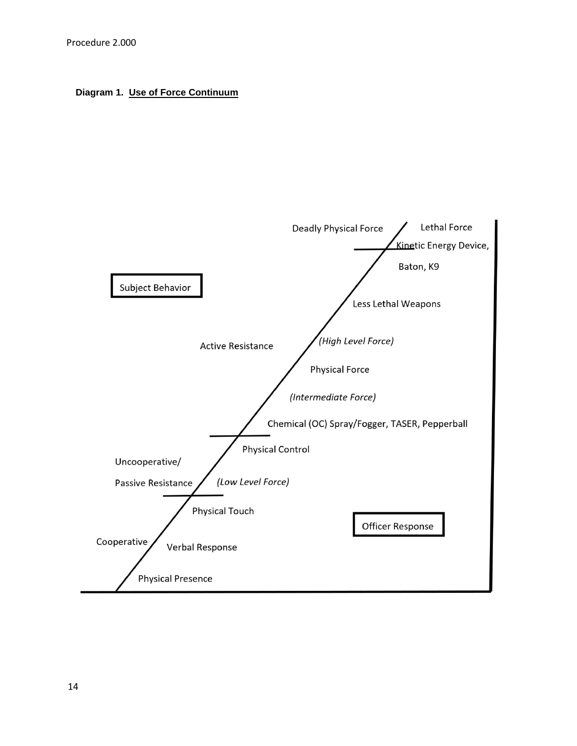**Diagram 1. Use of Force Continuum**

Deadly Physical Force

Lethal Force

Kinetic Energy Device,

Baton, K9

Subject Behavior

Less Lethal Weapons

Active Resistance

*(High Level Force)*

Physical Force

*(Intermediate Force)*

Chemical (OC) Spray/Fogger, TASER, Pepperball

Physical Control

Uncooperative/

Passive Resistance

*(Low Level Force)*

Physical Touch

Officer Response

Cooperative

Verbal Response

Physical Presence